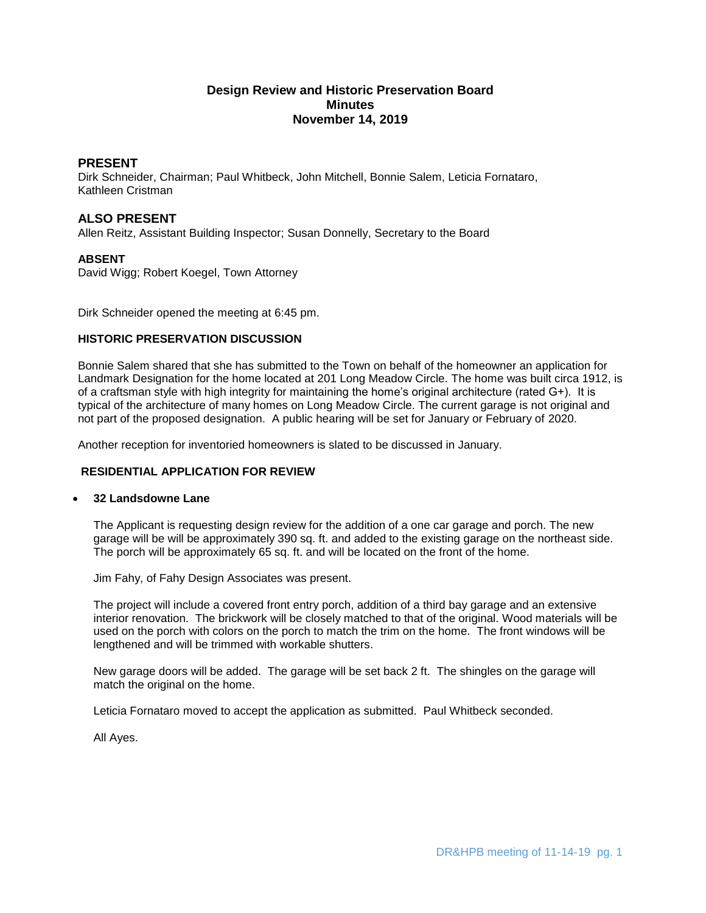# Design Review and Historic Preservation Board
# Minutes
# November 14, 2019

## PRESENT

Dirk Schneider, Chairman; Paul Whitbeck, John Mitchell, Bonnie Salem, Leticia Fornataro, Kathleen Cristman

## ALSO PRESENT

Allen Reitz, Assistant Building Inspector; Susan Donnelly, Secretary to the Board

### ABSENT

David Wigg; Robert Koegel, Town Attorney

Dirk Schneider opened the meeting at 6:45 pm.

### HISTORIC PRESERVATION DISCUSSION

Bonnie Salem shared that she has submitted to the Town on behalf of the homeowner an application for Landmark Designation for the home located at 201 Long Meadow Circle. The home was built circa 1912, is of a craftsman style with high integrity for maintaining the home's original architecture (rated G+). It is typical of the architecture of many homes on Long Meadow Circle. The current garage is not original and not part of the proposed designation. A public hearing will be set for January or February of 2020.

Another reception for inventoried homeowners is slated to be discussed in January.

### RESIDENTIAL APPLICATION FOR REVIEW

- **32 Landsdowne Lane**

  The Applicant is requesting design review for the addition of a one car garage and porch. The new garage will be will be approximately 390 sq. ft. and added to the existing garage on the northeast side. The porch will be approximately 65 sq. ft. and will be located on the front of the home.

  Jim Fahy, of Fahy Design Associates was present.

  The project will include a covered front entry porch, addition of a third bay garage and an extensive interior renovation. The brickwork will be closely matched to that of the original. Wood materials will be used on the porch with colors on the porch to match the trim on the home. The front windows will be lengthened and will be trimmed with workable shutters.

  New garage doors will be added. The garage will be set back 2 ft. The shingles on the garage will match the original on the home.

  Leticia Fornataro moved to accept the application as submitted. Paul Whitbeck seconded.

  All Ayes.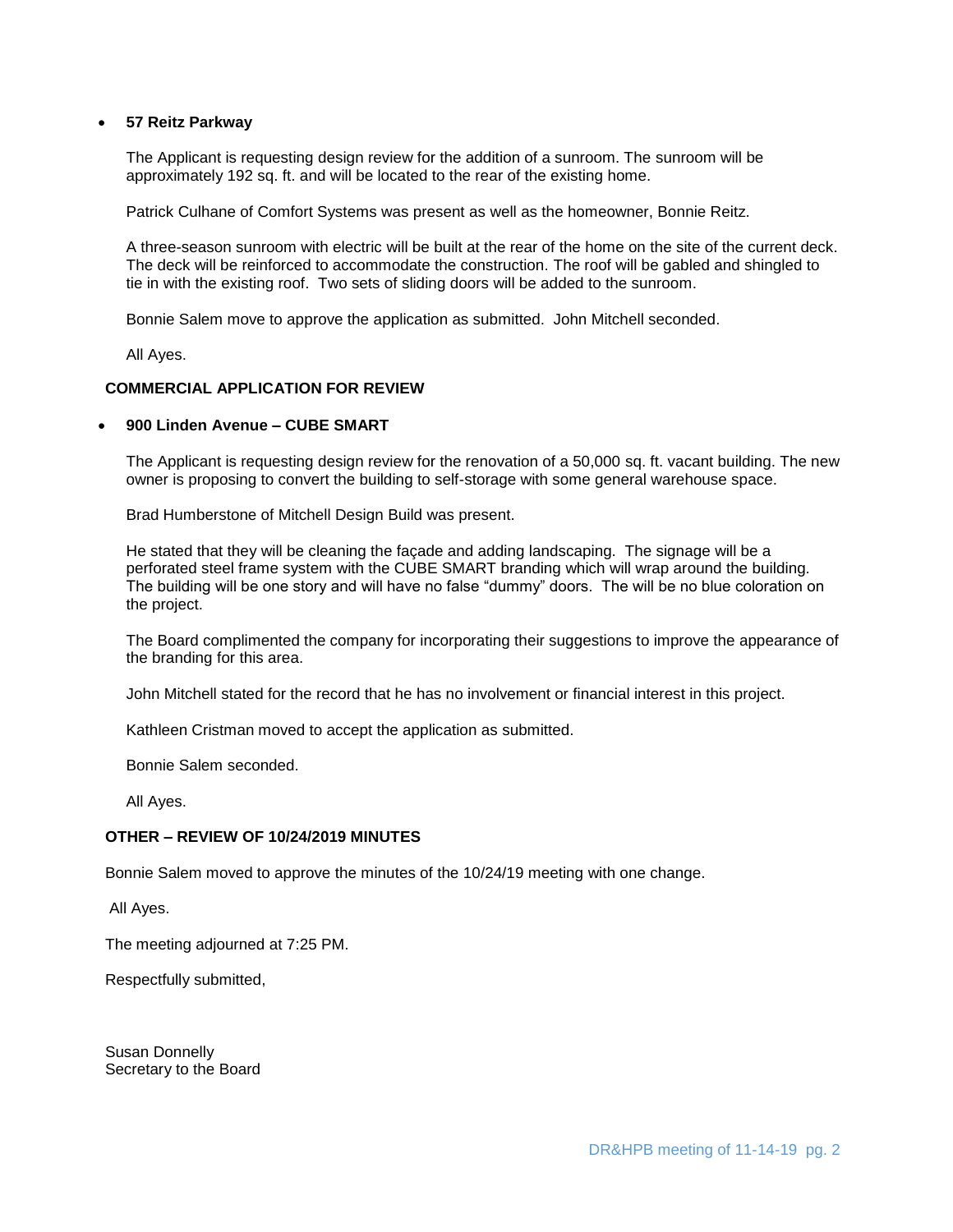- **57 Reitz Parkway**

  The Applicant is requesting design review for the addition of a sunroom. The sunroom will be approximately 192 sq. ft. and will be located to the rear of the existing home.

  Patrick Culhane of Comfort Systems was present as well as the homeowner, Bonnie Reitz.

  A three-season sunroom with electric will be built at the rear of the home on the site of the current deck. The deck will be reinforced to accommodate the construction. The roof will be gabled and shingled to tie in with the existing roof. Two sets of sliding doors will be added to the sunroom.

  Bonnie Salem move to approve the application as submitted. John Mitchell seconded.

  All Ayes.

**COMMERCIAL APPLICATION FOR REVIEW**

- **900 Linden Avenue – CUBE SMART**

  The Applicant is requesting design review for the renovation of a 50,000 sq. ft. vacant building. The new owner is proposing to convert the building to self-storage with some general warehouse space.

  Brad Humberstone of Mitchell Design Build was present.

  He stated that they will be cleaning the façade and adding landscaping. The signage will be a perforated steel frame system with the CUBE SMART branding which will wrap around the building. The building will be one story and will have no false "dummy" doors. The will be no blue coloration on the project.

  The Board complimented the company for incorporating their suggestions to improve the appearance of the branding for this area.

  John Mitchell stated for the record that he has no involvement or financial interest in this project.

  Kathleen Cristman moved to accept the application as submitted.

  Bonnie Salem seconded.

  All Ayes.

**OTHER – REVIEW OF 10/24/2019 MINUTES**

Bonnie Salem moved to approve the minutes of the 10/24/19 meeting with one change.

All Ayes.

The meeting adjourned at 7:25 PM.

Respectfully submitted,

Susan Donnelly
Secretary to the Board